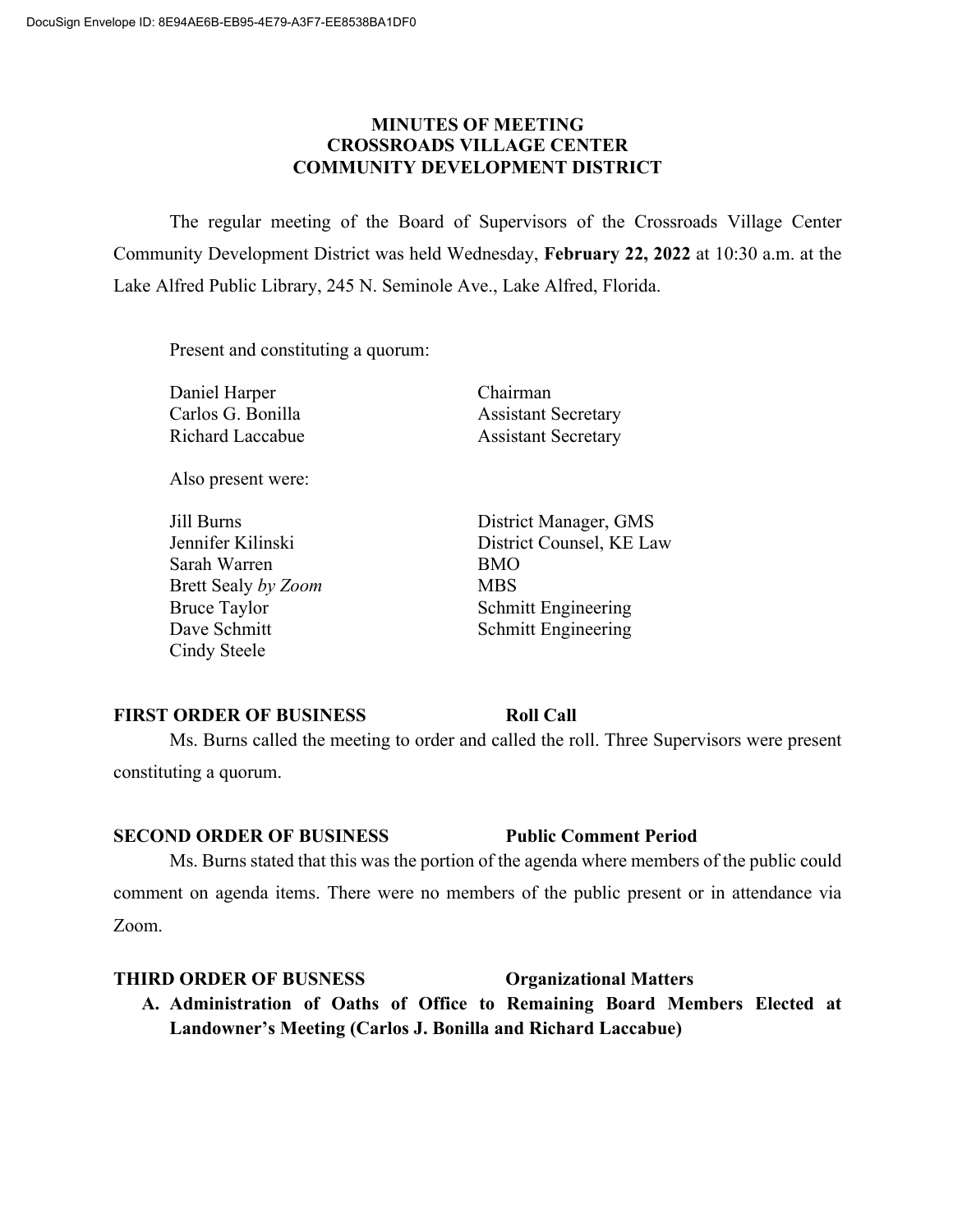DocuSign Envelope ID: 8E94AE6B-EB95-4E79-A3F7-EE8538BA1DF0

**MINUTES OF MEETING**
**CROSSROADS VILLAGE CENTER**
**COMMUNITY DEVELOPMENT DISTRICT**

The regular meeting of the Board of Supervisors of the Crossroads Village Center Community Development District was held Wednesday, **February 22, 2022** at 10:30 a.m. at the Lake Alfred Public Library, 245 N. Seminole Ave., Lake Alfred, Florida.

Present and constituting a quorum:

| | |
|---|---|
| Daniel Harper | Chairman |
| Carlos G. Bonilla | Assistant Secretary |
| Richard Laccabue | Assistant Secretary |

Also present were:

| | |
|---|---|
| Jill Burns | District Manager, GMS |
| Jennifer Kilinski | District Counsel, KE Law |
| Sarah Warren | BMO |
| Brett Sealy *by Zoom* | MBS |
| Bruce Taylor | Schmitt Engineering |
| Dave Schmitt | Schmitt Engineering |
| Cindy Steele | |

**FIRST ORDER OF BUSINESS** **Roll Call**

Ms. Burns called the meeting to order and called the roll. Three Supervisors were present constituting a quorum.

**SECOND ORDER OF BUSINESS** **Public Comment Period**

Ms. Burns stated that this was the portion of the agenda where members of the public could comment on agenda items. There were no members of the public present or in attendance via Zoom.

**THIRD ORDER OF BUSNESS** **Organizational Matters**

**A. Administration of Oaths of Office to Remaining Board Members Elected at Landowner's Meeting (Carlos J. Bonilla and Richard Laccabue)**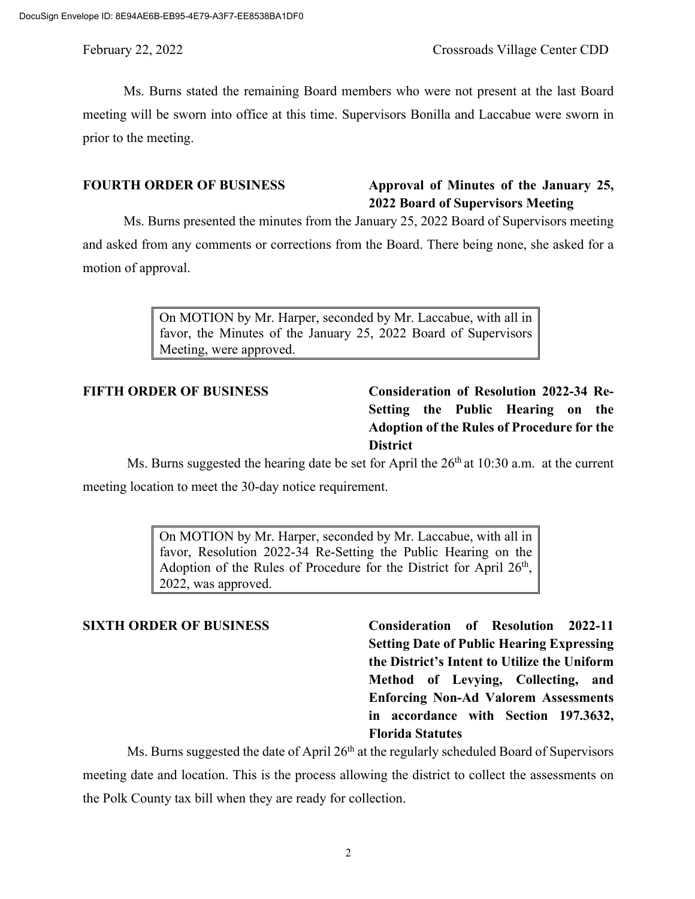Ms. Burns stated the remaining Board members who were not present at the last Board meeting will be sworn into office at this time. Supervisors Bonilla and Laccabue were sworn in prior to the meeting.

**FOURTH ORDER OF BUSINESS** **Approval of Minutes of the January 25, 2022 Board of Supervisors Meeting**

Ms. Burns presented the minutes from the January 25, 2022 Board of Supervisors meeting and asked from any comments or corrections from the Board. There being none, she asked for a motion of approval.

> On MOTION by Mr. Harper, seconded by Mr. Laccabue, with all in favor, the Minutes of the January 25, 2022 Board of Supervisors Meeting, were approved.

**FIFTH ORDER OF BUSINESS** **Consideration of Resolution 2022-34 Re-Setting the Public Hearing on the Adoption of the Rules of Procedure for the District**

Ms. Burns suggested the hearing date be set for April the 26th at 10:30 a.m. at the current meeting location to meet the 30-day notice requirement.

> On MOTION by Mr. Harper, seconded by Mr. Laccabue, with all in favor, Resolution 2022-34 Re-Setting the Public Hearing on the Adoption of the Rules of Procedure for the District for April 26th, 2022, was approved.

**SIXTH ORDER OF BUSINESS** **Consideration of Resolution 2022-11 Setting Date of Public Hearing Expressing the District's Intent to Utilize the Uniform Method of Levying, Collecting, and Enforcing Non-Ad Valorem Assessments in accordance with Section 197.3632, Florida Statutes**

Ms. Burns suggested the date of April 26th at the regularly scheduled Board of Supervisors meeting date and location. This is the process allowing the district to collect the assessments on the Polk County tax bill when they are ready for collection.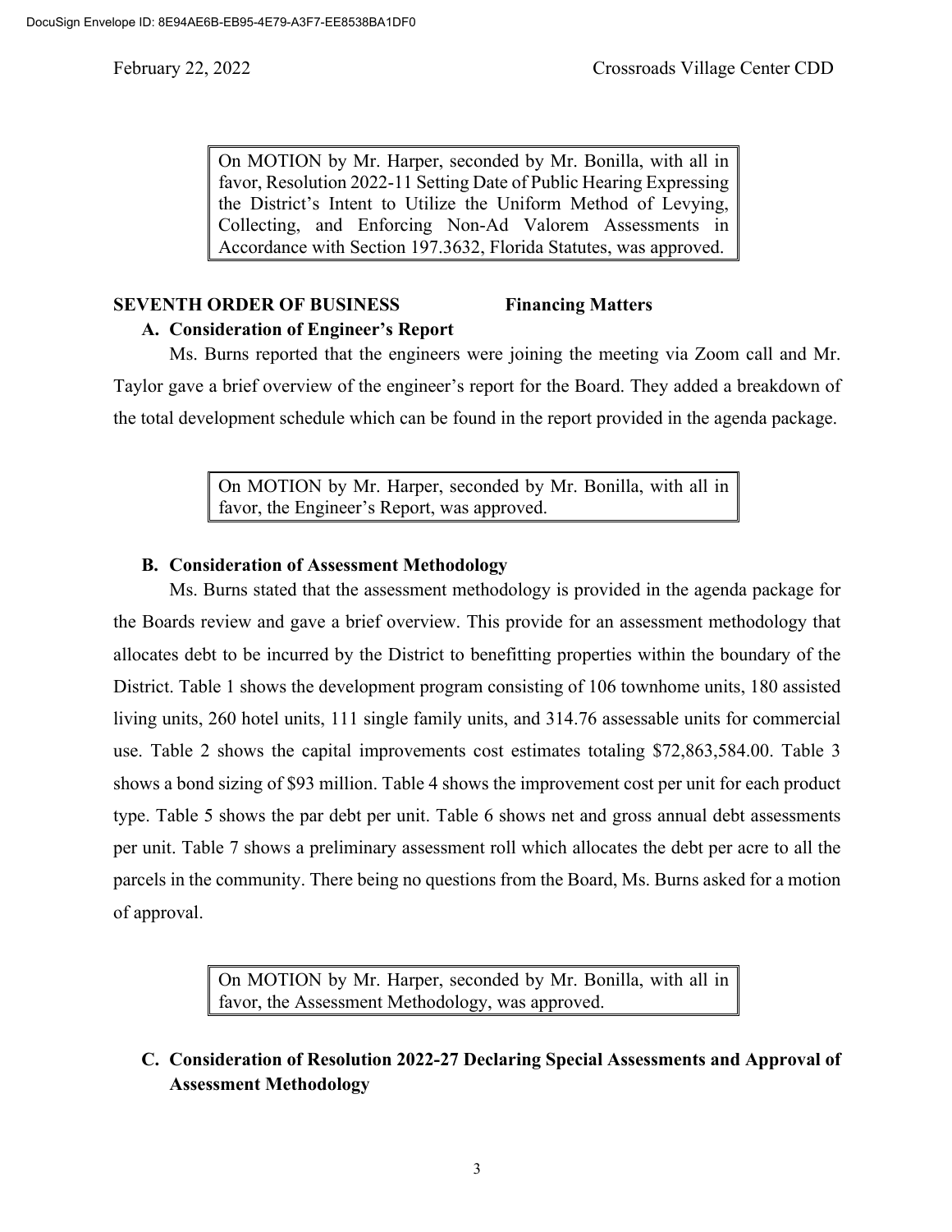> On MOTION by Mr. Harper, seconded by Mr. Bonilla, with all in favor, Resolution 2022-11 Setting Date of Public Hearing Expressing the District's Intent to Utilize the Uniform Method of Levying, Collecting, and Enforcing Non-Ad Valorem Assessments in Accordance with Section 197.3632, Florida Statutes, was approved.

**SEVENTH ORDER OF BUSINESS** **Financing Matters**

**A. Consideration of Engineer's Report**

Ms. Burns reported that the engineers were joining the meeting via Zoom call and Mr. Taylor gave a brief overview of the engineer's report for the Board. They added a breakdown of the total development schedule which can be found in the report provided in the agenda package.

> On MOTION by Mr. Harper, seconded by Mr. Bonilla, with all in favor, the Engineer's Report, was approved.

**B. Consideration of Assessment Methodology**

Ms. Burns stated that the assessment methodology is provided in the agenda package for the Boards review and gave a brief overview. This provide for an assessment methodology that allocates debt to be incurred by the District to benefitting properties within the boundary of the District. Table 1 shows the development program consisting of 106 townhome units, 180 assisted living units, 260 hotel units, 111 single family units, and 314.76 assessable units for commercial use. Table 2 shows the capital improvements cost estimates totaling $72,863,584.00. Table 3 shows a bond sizing of $93 million. Table 4 shows the improvement cost per unit for each product type. Table 5 shows the par debt per unit. Table 6 shows net and gross annual debt assessments per unit. Table 7 shows a preliminary assessment roll which allocates the debt per acre to all the parcels in the community. There being no questions from the Board, Ms. Burns asked for a motion of approval.

> On MOTION by Mr. Harper, seconded by Mr. Bonilla, with all in favor, the Assessment Methodology, was approved.

**C. Consideration of Resolution 2022-27 Declaring Special Assessments and Approval of Assessment Methodology**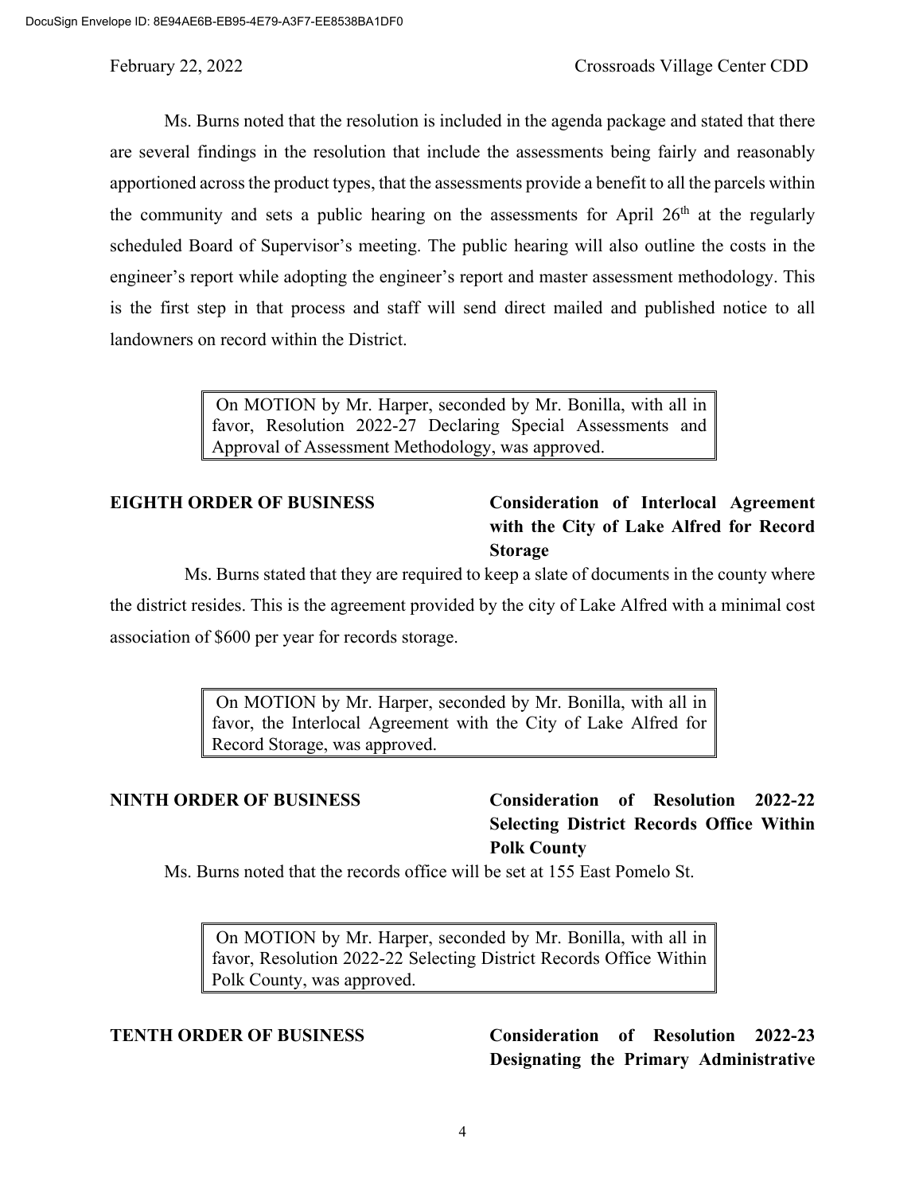Ms. Burns noted that the resolution is included in the agenda package and stated that there are several findings in the resolution that include the assessments being fairly and reasonably apportioned across the product types, that the assessments provide a benefit to all the parcels within the community and sets a public hearing on the assessments for April 26th at the regularly scheduled Board of Supervisor's meeting. The public hearing will also outline the costs in the engineer's report while adopting the engineer's report and master assessment methodology. This is the first step in that process and staff will send direct mailed and published notice to all landowners on record within the District.

> On MOTION by Mr. Harper, seconded by Mr. Bonilla, with all in favor, Resolution 2022-27 Declaring Special Assessments and Approval of Assessment Methodology, was approved.

**EIGHTH ORDER OF BUSINESS** **Consideration of Interlocal Agreement with the City of Lake Alfred for Record Storage**

Ms. Burns stated that they are required to keep a slate of documents in the county where the district resides. This is the agreement provided by the city of Lake Alfred with a minimal cost association of $600 per year for records storage.

> On MOTION by Mr. Harper, seconded by Mr. Bonilla, with all in favor, the Interlocal Agreement with the City of Lake Alfred for Record Storage, was approved.

**NINTH ORDER OF BUSINESS** **Consideration of Resolution 2022-22 Selecting District Records Office Within Polk County**

Ms. Burns noted that the records office will be set at 155 East Pomelo St.

> On MOTION by Mr. Harper, seconded by Mr. Bonilla, with all in favor, Resolution 2022-22 Selecting District Records Office Within Polk County, was approved.

**TENTH ORDER OF BUSINESS** **Consideration of Resolution 2022-23 Designating the Primary Administrative**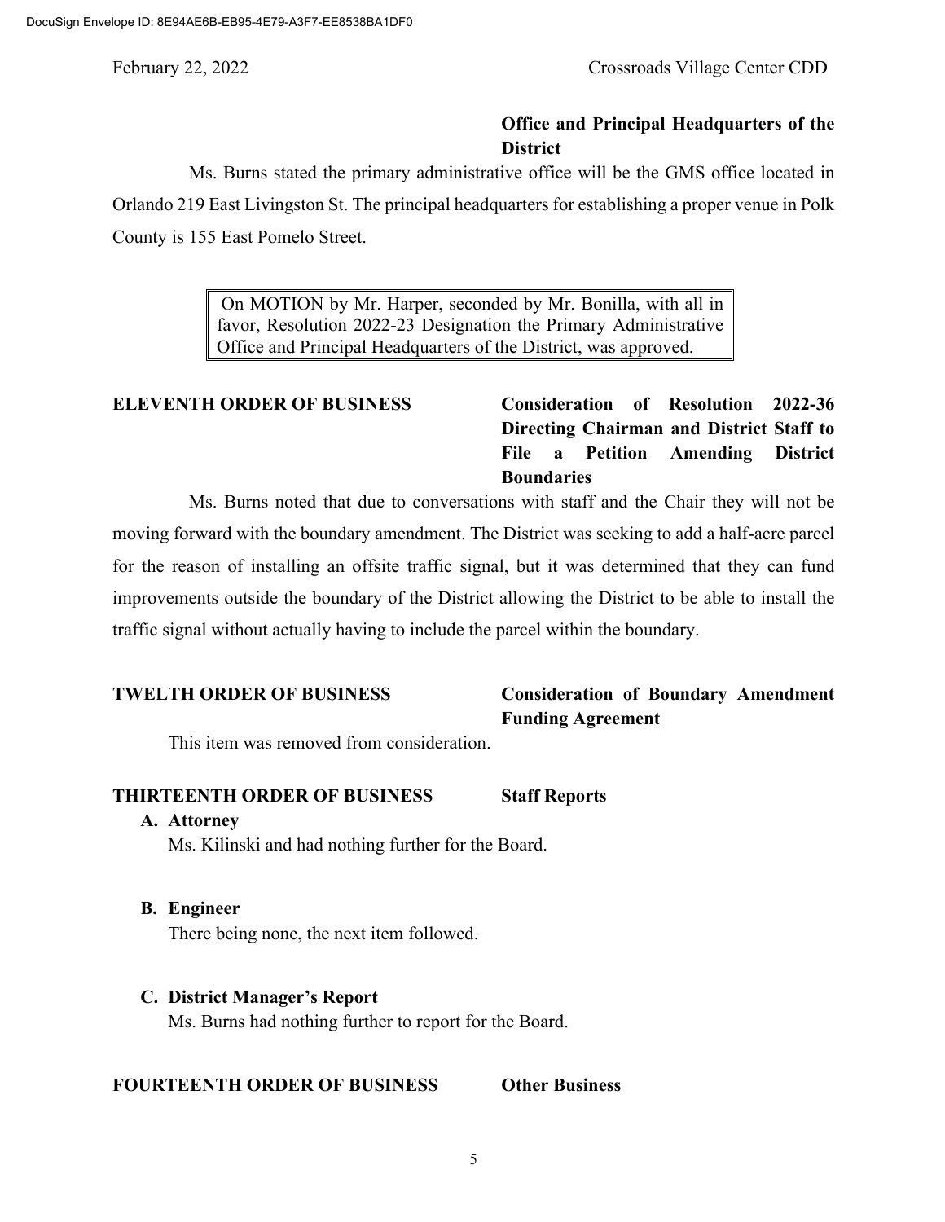**Office and Principal Headquarters of the District**

Ms. Burns stated the primary administrative office will be the GMS office located in Orlando 219 East Livingston St. The principal headquarters for establishing a proper venue in Polk County is 155 East Pomelo Street.

> On MOTION by Mr. Harper, seconded by Mr. Bonilla, with all in favor, Resolution 2022-23 Designation the Primary Administrative Office and Principal Headquarters of the District, was approved.

**ELEVENTH ORDER OF BUSINESS** **Consideration of Resolution 2022-36 Directing Chairman and District Staff to File a Petition Amending District Boundaries**

Ms. Burns noted that due to conversations with staff and the Chair they will not be moving forward with the boundary amendment. The District was seeking to add a half-acre parcel for the reason of installing an offsite traffic signal, but it was determined that they can fund improvements outside the boundary of the District allowing the District to be able to install the traffic signal without actually having to include the parcel within the boundary.

**TWELTH ORDER OF BUSINESS** **Consideration of Boundary Amendment Funding Agreement**

This item was removed from consideration.

**THIRTEENTH ORDER OF BUSINESS** **Staff Reports**

**A. Attorney**

Ms. Kilinski and had nothing further for the Board.

**B. Engineer**

There being none, the next item followed.

**C. District Manager's Report**

Ms. Burns had nothing further to report for the Board.

**FOURTEENTH ORDER OF BUSINESS** **Other Business**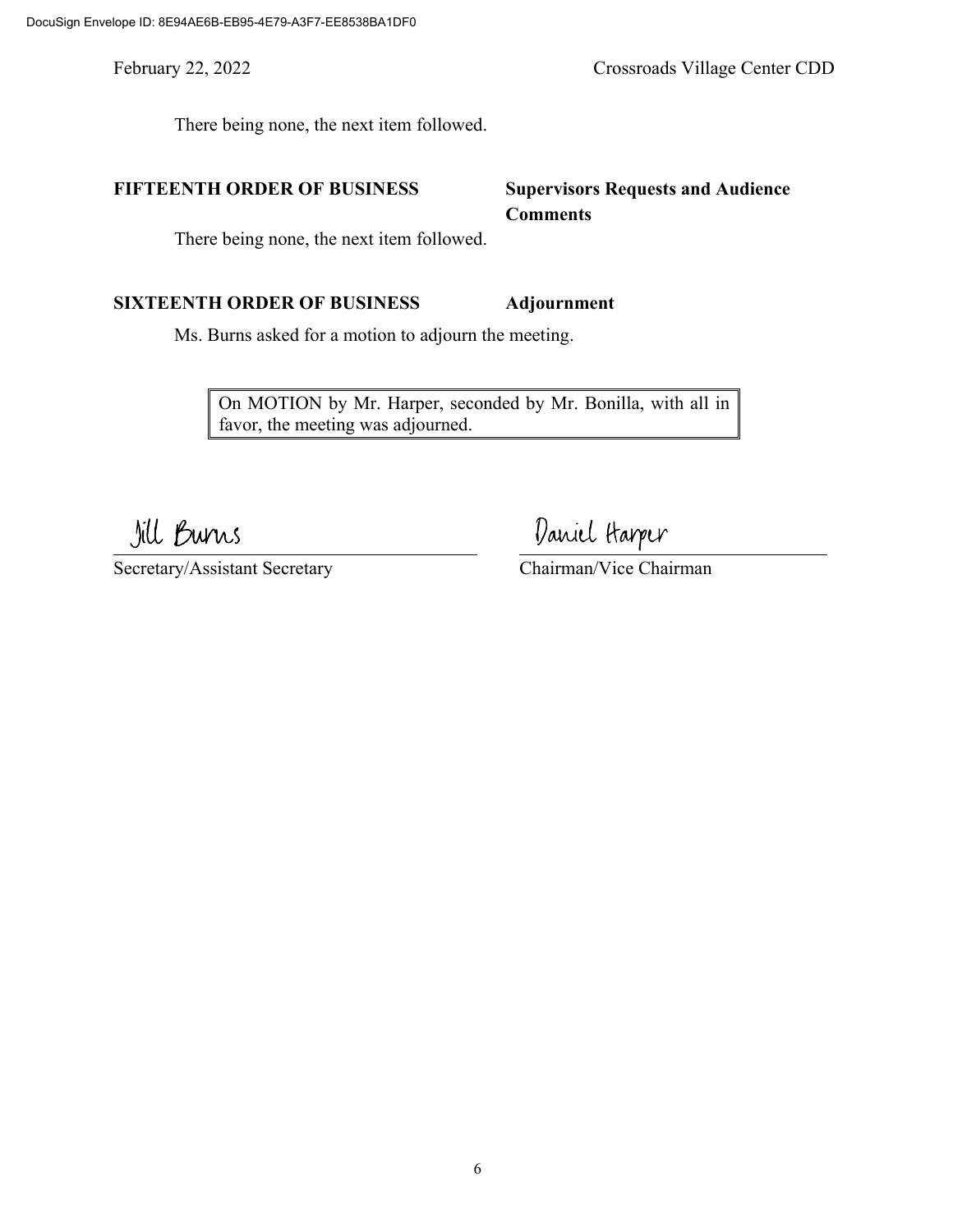There being none, the next item followed.

**FIFTEENTH ORDER OF BUSINESS** **Supervisors Requests and Audience Comments**

There being none, the next item followed.

**SIXTEENTH ORDER OF BUSINESS** **Adjournment**

Ms. Burns asked for a motion to adjourn the meeting.

> On MOTION by Mr. Harper, seconded by Mr. Bonilla, with all in favor, the meeting was adjourned.

Jill Burns
Secretary/Assistant Secretary

Daniel Harper
Chairman/Vice Chairman